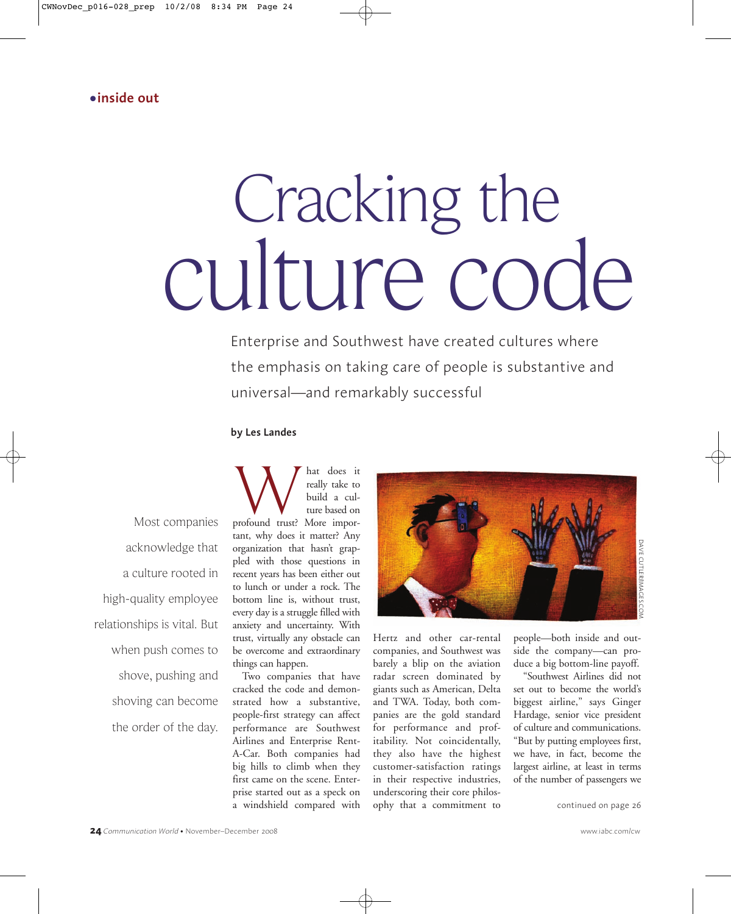**•inside out**

# Cracking the culture code

Enterprise and Southwest have created cultures where the emphasis on taking care of people is substantive and universal—and remarkably successful

**by Les Landes**

> Most companies acknowledge that a culture rooted in high-quality employee relationships is vital. But when push comes to shove, pushing and shoving can become the order of the day.

What does it really take to build a culture based on profound trust? More important, why does it matter? Any organization that hasn't grappled with those questions in recent years has been either out to lunch or under a rock. The bottom line is, without trust, every day is a struggle filled with anxiety and uncertainty. With trust, virtually any obstacle can be overcome and extraordinary things can happen.

Two companies that have cracked the code and demonstrated how a substantive, people-first strategy can affect performance are Southwest Airlines and Enterprise Rent-A-Car. Both companies had big hills to climb when they first came on the scene. Enterprise started out as a speck on a windshield compared with Hertz and other car-rental companies, and Southwest was barely a blip on the aviation radar screen dominated by giants such as American, Delta and TWA. Today, both companies are the gold standard for performance and profitability. Not coincidentally, they also have the highest customer-satisfaction ratings in their respective industries, underscoring their core philosophy that a commitment to people—both inside and outside the company—can produce a big bottom-line payoff.

"Southwest Airlines did not set out to become the world's biggest airline," says Ginger Hardage, senior vice president of culture and communications. "But by putting employees first, we have, in fact, become the largest airline, at least in terms of the number of passengers we

continued on page 26

DAVE CUTLER/IMAGES.COM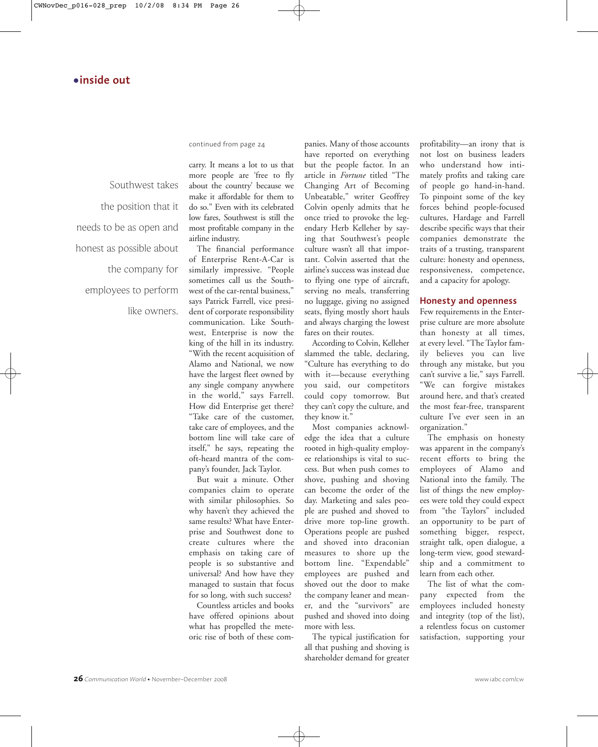continued from page 24

Southwest takes the position that it needs to be as open and honest as possible about the company for employees to perform like owners.

carry. It means a lot to us that more people are 'free to fly about the country' because we make it affordable for them to do so." Even with its celebrated low fares, Southwest is still the most profitable company in the airline industry.

The financial performance of Enterprise Rent-A-Car is similarly impressive. "People sometimes call us the Southwest of the car-rental business," says Patrick Farrell, vice president of corporate responsibility communication. Like Southwest, Enterprise is now the king of the hill in its industry. "With the recent acquisition of Alamo and National, we now have the largest fleet owned by any single company anywhere in the world," says Farrell. How did Enterprise get there? "Take care of the customer, take care of employees, and the bottom line will take care of itself," he says, repeating the oft-heard mantra of the company's founder, Jack Taylor.

But wait a minute. Other companies claim to operate with similar philosophies. So why haven't they achieved the same results? What have Enterprise and Southwest done to create cultures where the emphasis on taking care of people is so substantive and universal? And how have they managed to sustain that focus for so long, with such success?

Countless articles and books have offered opinions about what has propelled the meteoric rise of both of these companies. Many of those accounts have reported on everything but the people factor. In an article in *Fortune* titled "The Changing Art of Becoming Unbeatable," writer Geoffrey Colvin openly admits that he once tried to provoke the legendary Herb Kelleher by saying that Southwest's people culture wasn't all that important. Colvin asserted that the airline's success was instead due to flying one type of aircraft, serving no meals, transferring no luggage, giving no assigned seats, flying mostly short hauls and always charging the lowest fares on their routes.

According to Colvin, Kelleher slammed the table, declaring, "Culture has everything to do with it—because everything you said, our competitors could copy tomorrow. But they can't copy the culture, and they know it."

Most companies acknowledge the idea that a culture rooted in high-quality employee relationships is vital to success. But when push comes to shove, pushing and shoving can become the order of the day. Marketing and sales people are pushed and shoved to drive more top-line growth. Operations people are pushed and shoved into draconian measures to shore up the bottom line. "Expendable" employees are pushed and shoved out the door to make the company leaner and meaner, and the "survivors" are pushed and shoved into doing more with less.

The typical justification for all that pushing and shoving is shareholder demand for greater profitability—an irony that is not lost on business leaders who understand how intimately profits and taking care of people go hand-in-hand. To pinpoint some of the key forces behind people-focused cultures, Hardage and Farrell describe specific ways that their companies demonstrate the traits of a trusting, transparent culture: honesty and openness, responsiveness, competence, and a capacity for apology.

## Honesty and openness

Few requirements in the Enterprise culture are more absolute than honesty at all times, at every level. "The Taylor family believes you can live through any mistake, but you can't survive a lie," says Farrell. "We can forgive mistakes around here, and that's created the most fear-free, transparent culture I've ever seen in an organization."

The emphasis on honesty was apparent in the company's recent efforts to bring the employees of Alamo and National into the family. The list of things the new employees were told they could expect from "the Taylors" included an opportunity to be part of something bigger, respect, straight talk, open dialogue, a long-term view, good stewardship and a commitment to learn from each other.

The list of what the company expected from the employees included honesty and integrity (top of the list), a relentless focus on customer satisfaction, supporting your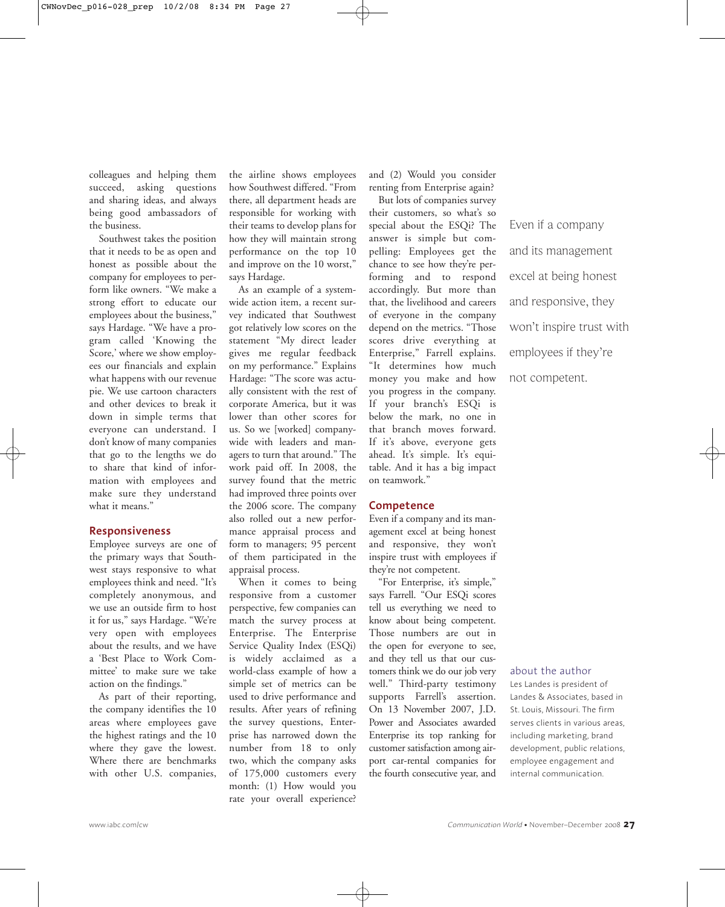colleagues and helping them succeed, asking questions and sharing ideas, and always being good ambassadors of the business.

Southwest takes the position that it needs to be as open and honest as possible about the company for employees to perform like owners. "We make a strong effort to educate our employees about the business," says Hardage. "We have a program called 'Knowing the Score,' where we show employees our financials and explain what happens with our revenue pie. We use cartoon characters and other devices to break it down in simple terms that everyone can understand. I don't know of many companies that go to the lengths we do to share that kind of information with employees and make sure they understand what it means."

## Responsiveness

Employee surveys are one of the primary ways that Southwest stays responsive to what employees think and need. "It's completely anonymous, and we use an outside firm to host it for us," says Hardage. "We're very open with employees about the results, and we have a 'Best Place to Work Committee' to make sure we take action on the findings."

As part of their reporting, the company identifies the 10 areas where employees gave the highest ratings and the 10 where they gave the lowest. Where there are benchmarks with other U.S. companies, the airline shows employees how Southwest differed. "From there, all department heads are responsible for working with their teams to develop plans for how they will maintain strong performance on the top 10 and improve on the 10 worst," says Hardage.

As an example of a system-wide action item, a recent survey indicated that Southwest got relatively low scores on the statement "My direct leader gives me regular feedback on my performance." Explains Hardage: "The score was actually consistent with the rest of corporate America, but it was lower than other scores for us. So we [worked] company-wide with leaders and managers to turn that around." The work paid off. In 2008, the survey found that the metric had improved three points over the 2006 score. The company also rolled out a new performance appraisal process and form to managers; 95 percent of them participated in the appraisal process.

When it comes to being responsive from a customer perspective, few companies can match the survey process at Enterprise. The Enterprise Service Quality Index (ESQi) is widely acclaimed as a world-class example of how a simple set of metrics can be used to drive performance and results. After years of refining the survey questions, Enterprise has narrowed down the number from 18 to only two, which the company asks of 175,000 customers every month: (1) How would you rate your overall experience? and (2) Would you consider renting from Enterprise again?

But lots of companies survey their customers, so what's so special about the ESQi? The answer is simple but compelling: Employees get the chance to see how they're performing and to respond accordingly. But more than that, the livelihood and careers of everyone in the company depend on the metrics. "Those scores drive everything at Enterprise," Farrell explains. "It determines how much money you make and how you progress in the company. If your branch's ESQi is below the mark, no one in that branch moves forward. If it's above, everyone gets ahead. It's simple. It's equitable. And it has a big impact on teamwork."

## Competence

Even if a company and its management excel at being honest and responsive, they won't inspire trust with employees if they're not competent.

"For Enterprise, it's simple," says Farrell. "Our ESQi scores tell us everything we need to know about being competent. Those numbers are out in the open for everyone to see, and they tell us that our customers think we do our job very well." Third-party testimony supports Farrell's assertion. On 13 November 2007, J.D. Power and Associates awarded Enterprise its top ranking for customer satisfaction among airport car-rental companies for the fourth consecutive year, and

> Even if a company and its management excel at being honest and responsive, they won't inspire trust with employees if they're not competent.

### about the author

Les Landes is president of Landes & Associates, based in St. Louis, Missouri. The firm serves clients in various areas, including marketing, brand development, public relations, employee engagement and internal communication.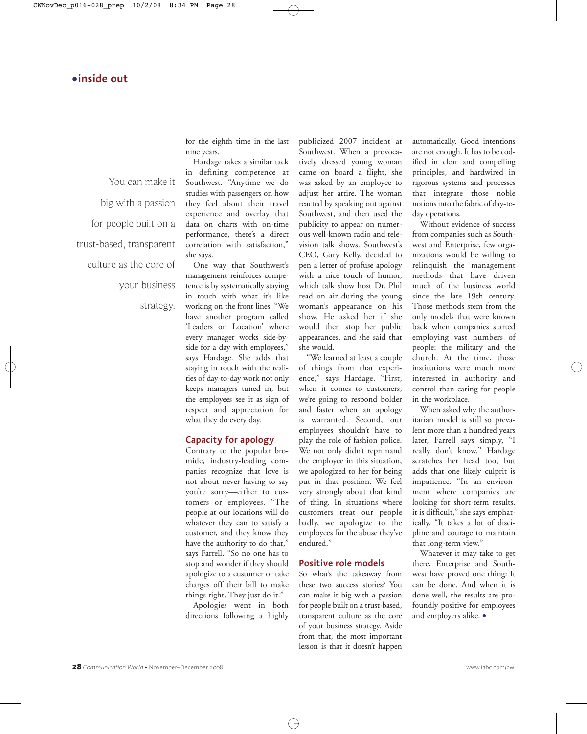You can make it big with a passion for people built on a trust-based, transparent culture as the core of your business strategy.

for the eighth time in the last nine years.

Hardage takes a similar tack in defining competence at Southwest. "Anytime we do studies with passengers on how they feel about their travel experience and overlay that data on charts with on-time performance, there's a direct correlation with satisfaction," she says.

One way that Southwest's management reinforces competence is by systematically staying in touch with what it's like working on the front lines. "We have another program called 'Leaders on Location' where every manager works side-by-side for a day with employees," says Hardage. She adds that staying in touch with the realities of day-to-day work not only keeps managers tuned in, but the employees see it as sign of respect and appreciation for what they do every day.

## Capacity for apology

Contrary to the popular bromide, industry-leading companies recognize that love is not about never having to say you're sorry—either to customers or employees. "The people at our locations will do whatever they can to satisfy a customer, and they know they have the authority to do that," says Farrell. "So no one has to stop and wonder if they should apologize to a customer or take charges off their bill to make things right. They just do it."

Apologies went in both directions following a highly publicized 2007 incident at Southwest. When a provocatively dressed young woman came on board a flight, she was asked by an employee to adjust her attire. The woman reacted by speaking out against Southwest, and then used the publicity to appear on numerous well-known radio and television talk shows. Southwest's CEO, Gary Kelly, decided to pen a letter of profuse apology with a nice touch of humor, which talk show host Dr. Phil read on air during the young woman's appearance on his show. He asked her if she would then stop her public appearances, and she said that she would.

"We learned at least a couple of things from that experience," says Hardage. "First, when it comes to customers, we're going to respond bolder and faster when an apology is warranted. Second, our employees shouldn't have to play the role of fashion police. We not only didn't reprimand the employee in this situation, we apologized to her for being put in that position. We feel very strongly about that kind of thing. In situations where customers treat our people badly, we apologize to the employees for the abuse they've endured."

## Positive role models

So what's the takeaway from these two success stories? You can make it big with a passion for people built on a trust-based, transparent culture as the core of your business strategy. Aside from that, the most important lesson is that it doesn't happen automatically. Good intentions are not enough. It has to be codified in clear and compelling principles, and hardwired in rigorous systems and processes that integrate those noble notions into the fabric of day-to-day operations.

Without evidence of success from companies such as Southwest and Enterprise, few organizations would be willing to relinquish the management methods that have driven much of the business world since the late 19th century. Those methods stem from the only models that were known back when companies started employing vast numbers of people: the military and the church. At the time, those institutions were much more interested in authority and control than caring for people in the workplace.

When asked why the authoritarian model is still so prevalent more than a hundred years later, Farrell says simply, "I really don't know." Hardage scratches her head too, but adds that one likely culprit is impatience. "In an environment where companies are looking for short-term results, it is difficult," she says emphatically. "It takes a lot of discipline and courage to maintain that long-term view."

Whatever it may take to get there, Enterprise and Southwest have proved one thing: It can be done. And when it is done well, the results are profoundly positive for employees and employers alike. •